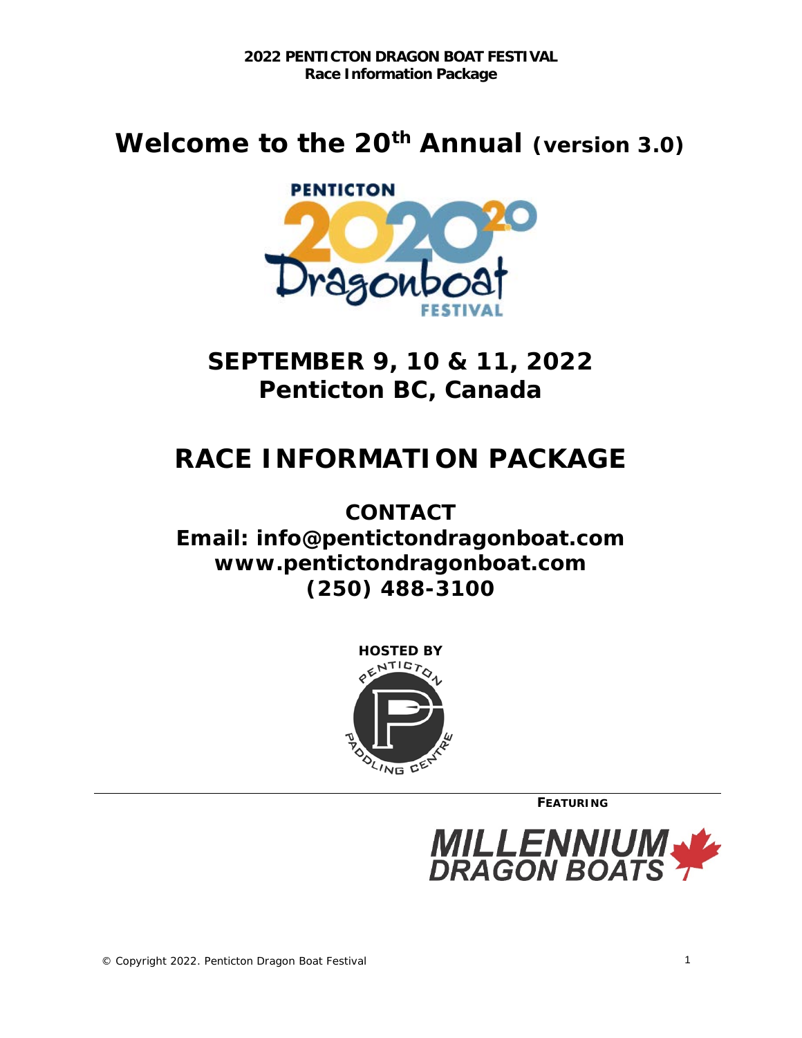**2022 PENTICTON DRAGON BOAT FESTIVAL**
**Race Information Package**

# Welcome to the 20th Annual (version 3.0)

## SEPTEMBER 9, 10 & 11, 2022
## Penticton BC, Canada

# RACE INFORMATION PACKAGE

**CONTACT**
**Email: info@pentictondragonboat.com**
**www.pentictondragonboat.com**
**(250) 488-3100**

**HOSTED BY**

**FEATURING**

© Copyright 2022. Penticton Dragon Boat Festival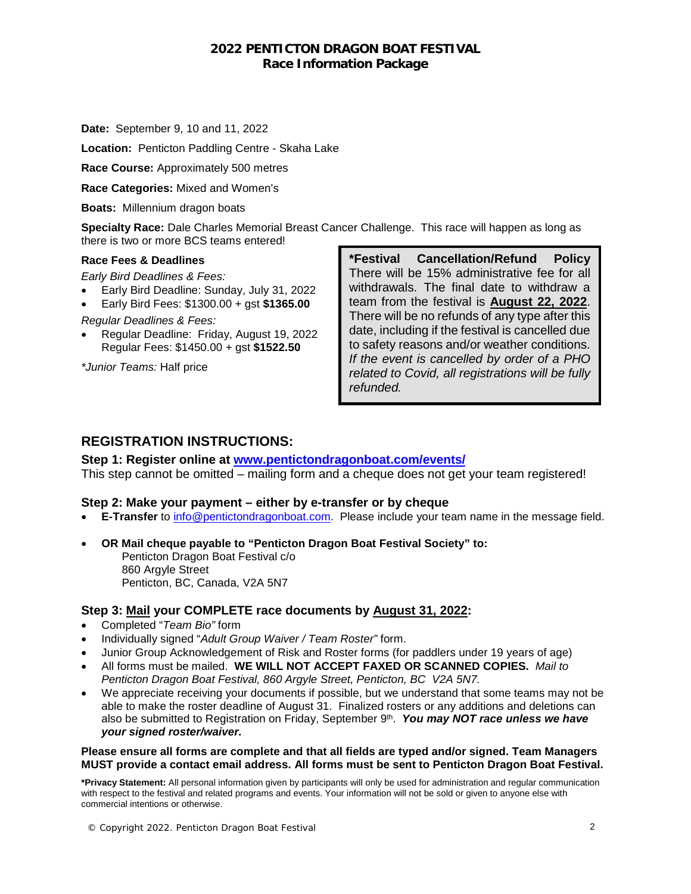**2022 PENTICTON DRAGON BOAT FESTIVAL**
**Race Information Package**

**Date:** September 9, 10 and 11, 2022

**Location:** Penticton Paddling Centre - Skaha Lake

**Race Course:** Approximately 500 metres

**Race Categories:** Mixed and Women's

**Boats:** Millennium dragon boats

**Specialty Race:** Dale Charles Memorial Breast Cancer Challenge. This race will happen as long as there is two or more BCS teams entered!

**Race Fees & Deadlines**

*Early Bird Deadlines & Fees:*

- Early Bird Deadline: Sunday, July 31, 2022
- Early Bird Fees: $1300.00 + gst **$1365.00**

*Regular Deadlines & Fees:*

- Regular Deadline: Friday, August 19, 2022
  Regular Fees: $1450.00 + gst **$1522.50**

*\*Junior Teams:* Half price

**\*Festival Cancellation/Refund Policy**
There will be 15% administrative fee for all withdrawals. The final date to withdraw a team from the festival is **August 22, 2022**. There will be no refunds of any type after this date, including if the festival is cancelled due to safety reasons and/or weather conditions. *If the event is cancelled by order of a PHO related to Covid, all registrations will be fully refunded.*

## REGISTRATION INSTRUCTIONS:

### Step 1: Register online at www.pentictondragonboat.com/events/

This step cannot be omitted – mailing form and a cheque does not get your team registered!

### Step 2: Make your payment – either by e-transfer or by cheque

- **E-Transfer** to info@pentictondragonboat.com. Please include your team name in the message field.
- **OR Mail cheque payable to "Penticton Dragon Boat Festival Society" to:**
  Penticton Dragon Boat Festival c/o
  860 Argyle Street
  Penticton, BC, Canada, V2A 5N7

### Step 3: Mail your COMPLETE race documents by August 31, 2022:

- Completed "*Team Bio"* form
- Individually signed "*Adult Group Waiver / Team Roster"* form.
- Junior Group Acknowledgement of Risk and Roster forms (for paddlers under 19 years of age)
- All forms must be mailed. **WE WILL NOT ACCEPT FAXED OR SCANNED COPIES.** *Mail to Penticton Dragon Boat Festival, 860 Argyle Street, Penticton, BC V2A 5N7.*
- We appreciate receiving your documents if possible, but we understand that some teams may not be able to make the roster deadline of August 31. Finalized rosters or any additions and deletions can also be submitted to Registration on Friday, September 9th. ***You may NOT race unless we have your signed roster/waiver.***

**Please ensure all forms are complete and that all fields are typed and/or signed. Team Managers MUST provide a contact email address. All forms must be sent to Penticton Dragon Boat Festival.**

**\*Privacy Statement:** All personal information given by participants will only be used for administration and regular communication with respect to the festival and related programs and events. Your information will not be sold or given to anyone else with commercial intentions or otherwise.

© Copyright 2022. Penticton Dragon Boat Festival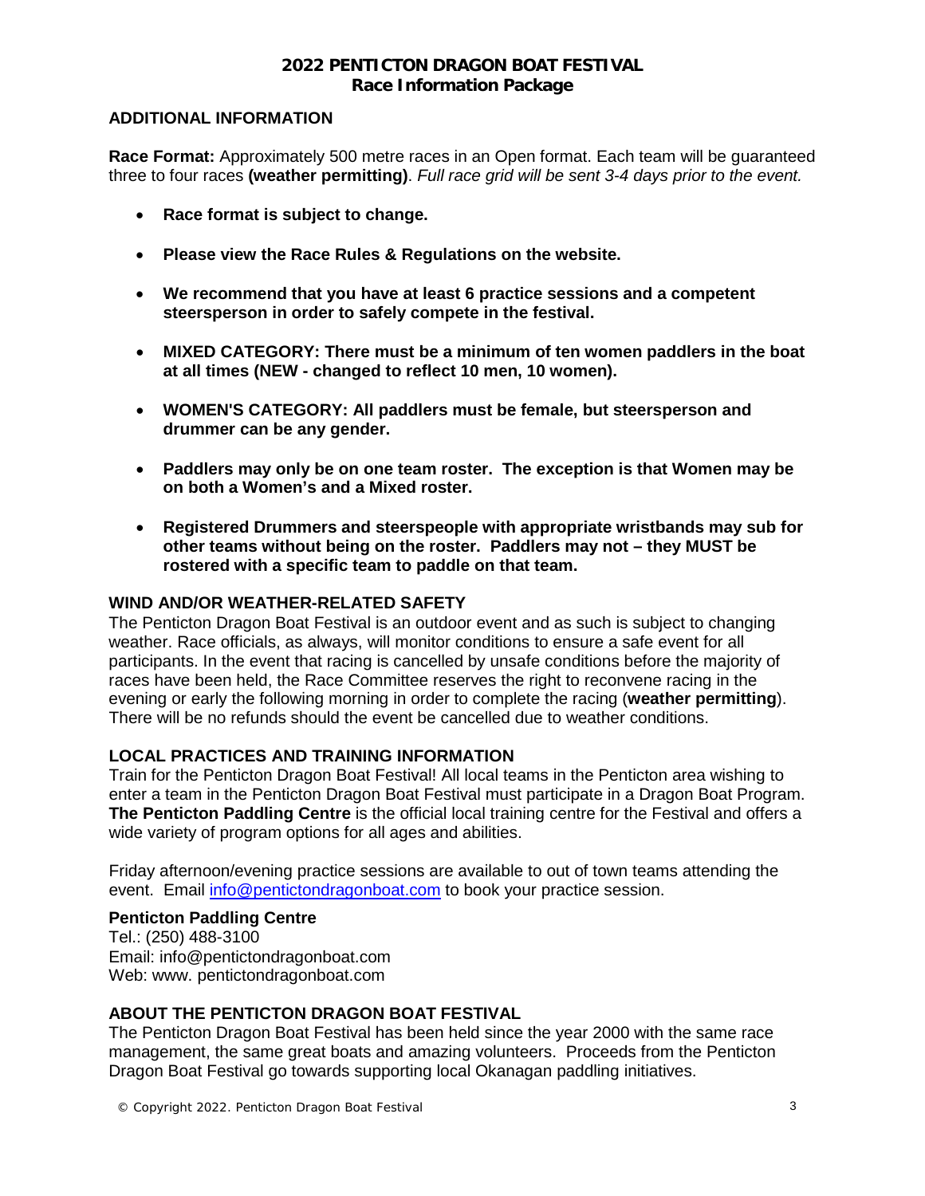**2022 PENTICTON DRAGON BOAT FESTIVAL**
**Race Information Package**

## ADDITIONAL INFORMATION

**Race Format:** Approximately 500 metre races in an Open format. Each team will be guaranteed three to four races **(weather permitting)**. *Full race grid will be sent 3-4 days prior to the event.*

- **Race format is subject to change.**
- **Please view the Race Rules & Regulations on the website.**
- **We recommend that you have at least 6 practice sessions and a competent steersperson in order to safely compete in the festival.**
- **MIXED CATEGORY: There must be a minimum of ten women paddlers in the boat at all times (NEW - changed to reflect 10 men, 10 women).**
- **WOMEN'S CATEGORY: All paddlers must be female, but steersperson and drummer can be any gender.**
- **Paddlers may only be on one team roster. The exception is that Women may be on both a Women's and a Mixed roster.**
- **Registered Drummers and steerspeople with appropriate wristbands may sub for other teams without being on the roster. Paddlers may not – they MUST be rostered with a specific team to paddle on that team.**

## WIND AND/OR WEATHER-RELATED SAFETY

The Penticton Dragon Boat Festival is an outdoor event and as such is subject to changing weather. Race officials, as always, will monitor conditions to ensure a safe event for all participants. In the event that racing is cancelled by unsafe conditions before the majority of races have been held, the Race Committee reserves the right to reconvene racing in the evening or early the following morning in order to complete the racing (**weather permitting**). There will be no refunds should the event be cancelled due to weather conditions.

## LOCAL PRACTICES AND TRAINING INFORMATION

Train for the Penticton Dragon Boat Festival! All local teams in the Penticton area wishing to enter a team in the Penticton Dragon Boat Festival must participate in a Dragon Boat Program. **The Penticton Paddling Centre** is the official local training centre for the Festival and offers a wide variety of program options for all ages and abilities.

Friday afternoon/evening practice sessions are available to out of town teams attending the event. Email info@pentictondragonboat.com to book your practice session.

**Penticton Paddling Centre**
Tel.: (250) 488-3100
Email: info@pentictondragonboat.com
Web: www. pentictondragonboat.com

## ABOUT THE PENTICTON DRAGON BOAT FESTIVAL

The Penticton Dragon Boat Festival has been held since the year 2000 with the same race management, the same great boats and amazing volunteers. Proceeds from the Penticton Dragon Boat Festival go towards supporting local Okanagan paddling initiatives.

© Copyright 2022. Penticton Dragon Boat Festival